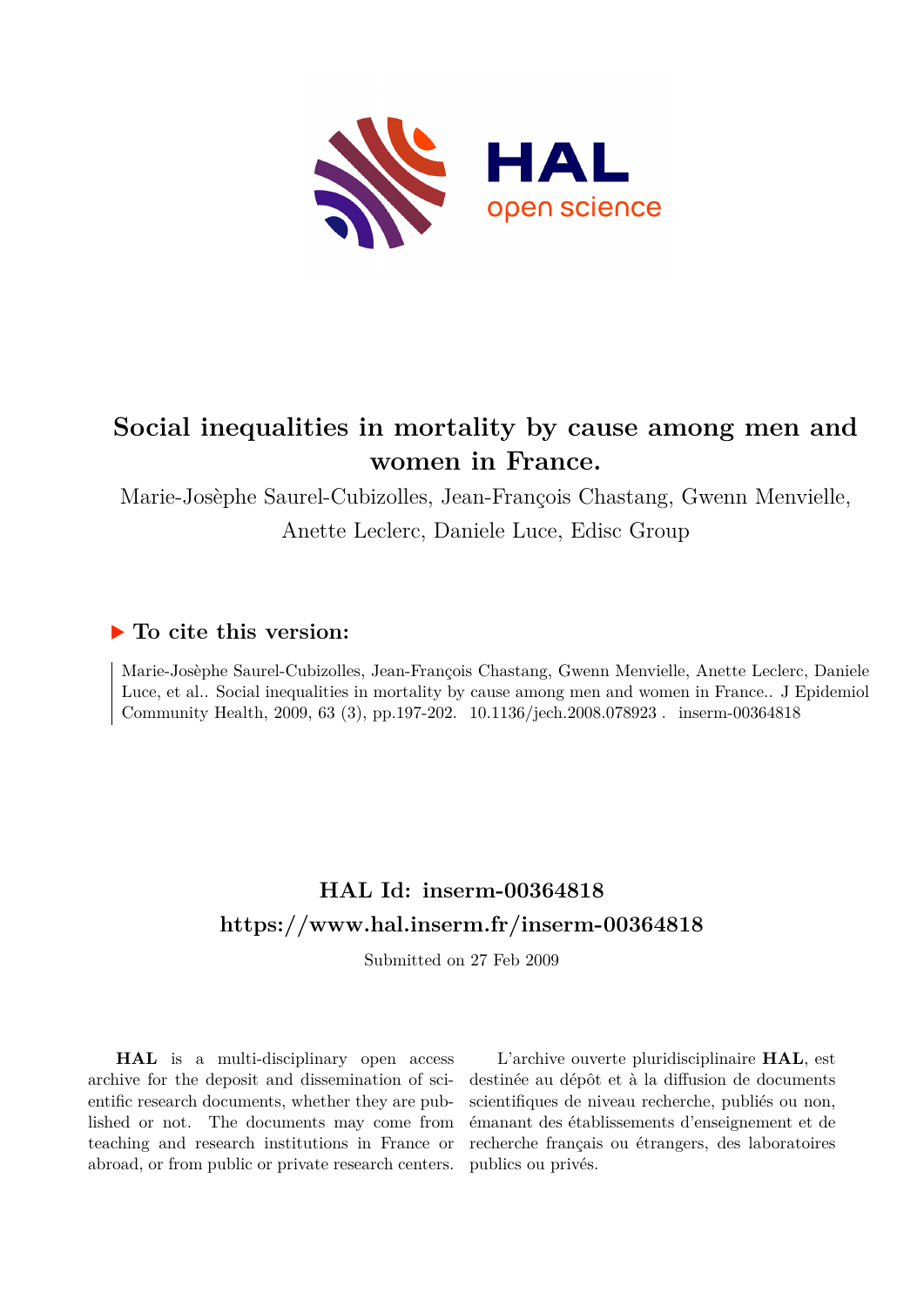# Social inequalities in mortality by cause among men and women in France.

Marie-Josèphe Saurel-Cubizolles, Jean-François Chastang, Gwenn Menvielle, Anette Leclerc, Daniele Luce, Edisc Group

## ▶ To cite this version:

Marie-Josèphe Saurel-Cubizolles, Jean-François Chastang, Gwenn Menvielle, Anette Leclerc, Daniele Luce, et al.. Social inequalities in mortality by cause among men and women in France.. J Epidemiol Community Health, 2009, 63 (3), pp.197-202. 10.1136/jech.2008.078923. inserm-00364818

## HAL Id: inserm-00364818

## https://www.hal.inserm.fr/inserm-00364818

Submitted on 27 Feb 2009

**HAL** is a multi-disciplinary open access archive for the deposit and dissemination of scientific research documents, whether they are published or not. The documents may come from teaching and research institutions in France or abroad, or from public or private research centers.

L'archive ouverte pluridisciplinaire **HAL**, est destinée au dépôt et à la diffusion de documents scientifiques de niveau recherche, publiés ou non, émanant des établissements d'enseignement et de recherche français ou étrangers, des laboratoires publics ou privés.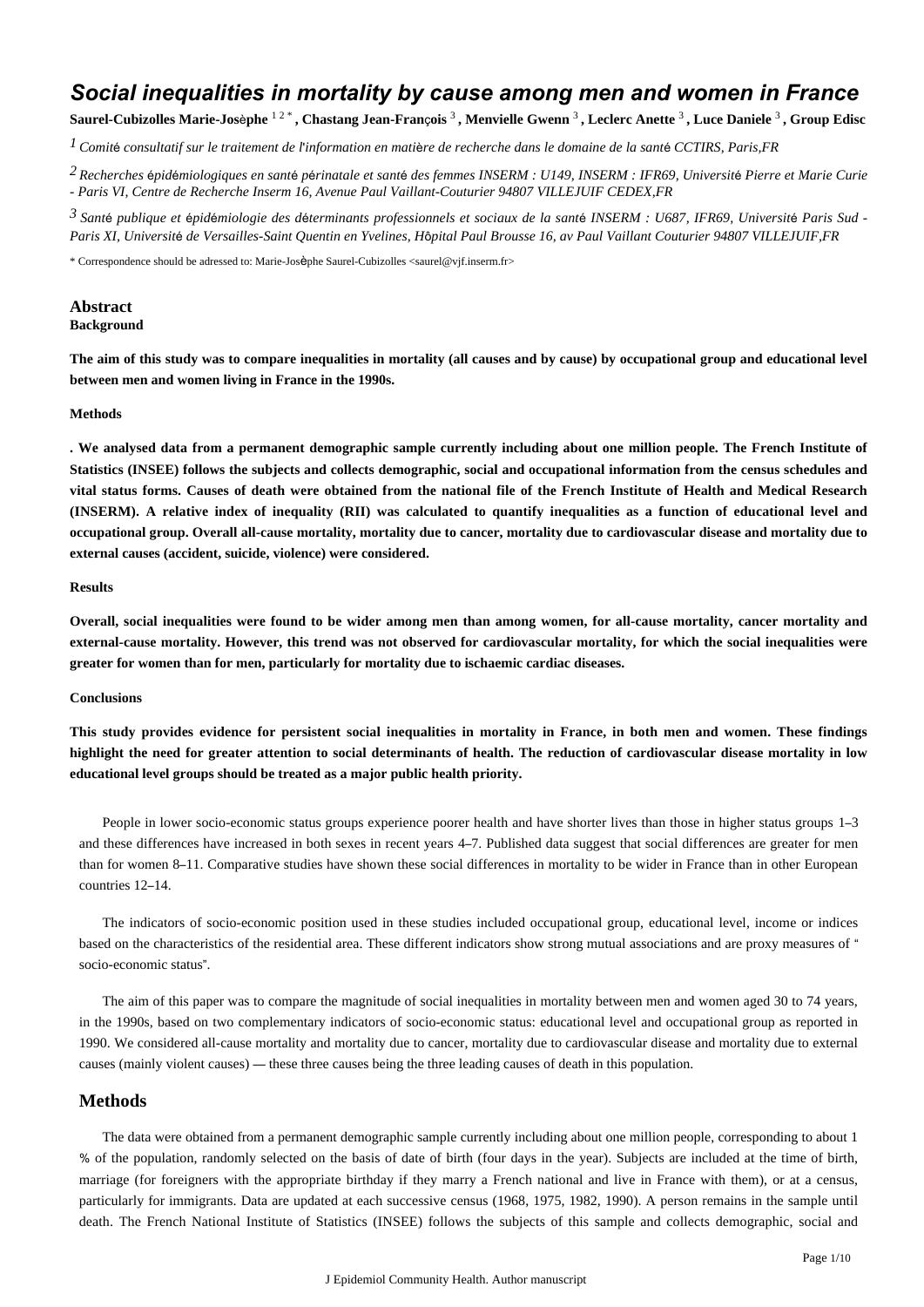# *Social inequalities in mortality by cause among men and women in France*

**Saurel-Cubizolles Marie-Josèphe** [1 2 *] **, Chastang Jean-François** [3] **, Menvielle Gwenn** [3] **, Leclerc Anette** [3] **, Luce Daniele** [3] **, Group Edisc**

[1] *Comité consultatif sur le traitement de l'information en matière de recherche dans le domaine de la santé CCTIRS, Paris,FR*

[2] *Recherches épidémiologiques en santé périnatale et santé des femmes INSERM : U149, INSERM : IFR69, Université Pierre et Marie Curie - Paris VI, Centre de Recherche Inserm 16, Avenue Paul Vaillant-Couturier 94807 VILLEJUIF CEDEX,FR*

[3] *Santé publique et épidémiologie des déterminants professionnels et sociaux de la santé INSERM : U687, IFR69, Université Paris Sud - Paris XI, Université de Versailles-Saint Quentin en Yvelines, Hôpital Paul Brousse 16, av Paul Vaillant Couturier 94807 VILLEJUIF,FR*

\* Correspondence should be adressed to: Marie-Josèphe Saurel-Cubizolles <saurel@vjf.inserm.fr>

## Abstract

### Background

**The aim of this study was to compare inequalities in mortality (all causes and by cause) by occupational group and educational level between men and women living in France in the 1990s.**

### Methods

**. We analysed data from a permanent demographic sample currently including about one million people. The French Institute of Statistics (INSEE) follows the subjects and collects demographic, social and occupational information from the census schedules and vital status forms. Causes of death were obtained from the national file of the French Institute of Health and Medical Research (INSERM). A relative index of inequality (RII) was calculated to quantify inequalities as a function of educational level and occupational group. Overall all-cause mortality, mortality due to cancer, mortality due to cardiovascular disease and mortality due to external causes (accident, suicide, violence) were considered.**

### Results

**Overall, social inequalities were found to be wider among men than among women, for all-cause mortality, cancer mortality and external-cause mortality. However, this trend was not observed for cardiovascular mortality, for which the social inequalities were greater for women than for men, particularly for mortality due to ischaemic cardiac diseases.**

### Conclusions

**This study provides evidence for persistent social inequalities in mortality in France, in both men and women. These findings highlight the need for greater attention to social determinants of health. The reduction of cardiovascular disease mortality in low educational level groups should be treated as a major public health priority.**

People in lower socio-economic status groups experience poorer health and have shorter lives than those in higher status groups 1–3 and these differences have increased in both sexes in recent years 4–7. Published data suggest that social differences are greater for men than for women 8–11. Comparative studies have shown these social differences in mortality to be wider in France than in other European countries 12–14.

The indicators of socio-economic position used in these studies included occupational group, educational level, income or indices based on the characteristics of the residential area. These different indicators show strong mutual associations and are proxy measures of "socio-economic status".

The aim of this paper was to compare the magnitude of social inequalities in mortality between men and women aged 30 to 74 years, in the 1990s, based on two complementary indicators of socio-economic status: educational level and occupational group as reported in 1990. We considered all-cause mortality and mortality due to cancer, mortality due to cardiovascular disease and mortality due to external causes (mainly violent causes) — these three causes being the three leading causes of death in this population.

## Methods

The data were obtained from a permanent demographic sample currently including about one million people, corresponding to about 1 % of the population, randomly selected on the basis of date of birth (four days in the year). Subjects are included at the time of birth, marriage (for foreigners with the appropriate birthday if they marry a French national and live in France with them), or at a census, particularly for immigrants. Data are updated at each successive census (1968, 1975, 1982, 1990). A person remains in the sample until death. The French National Institute of Statistics (INSEE) follows the subjects of this sample and collects demographic, social and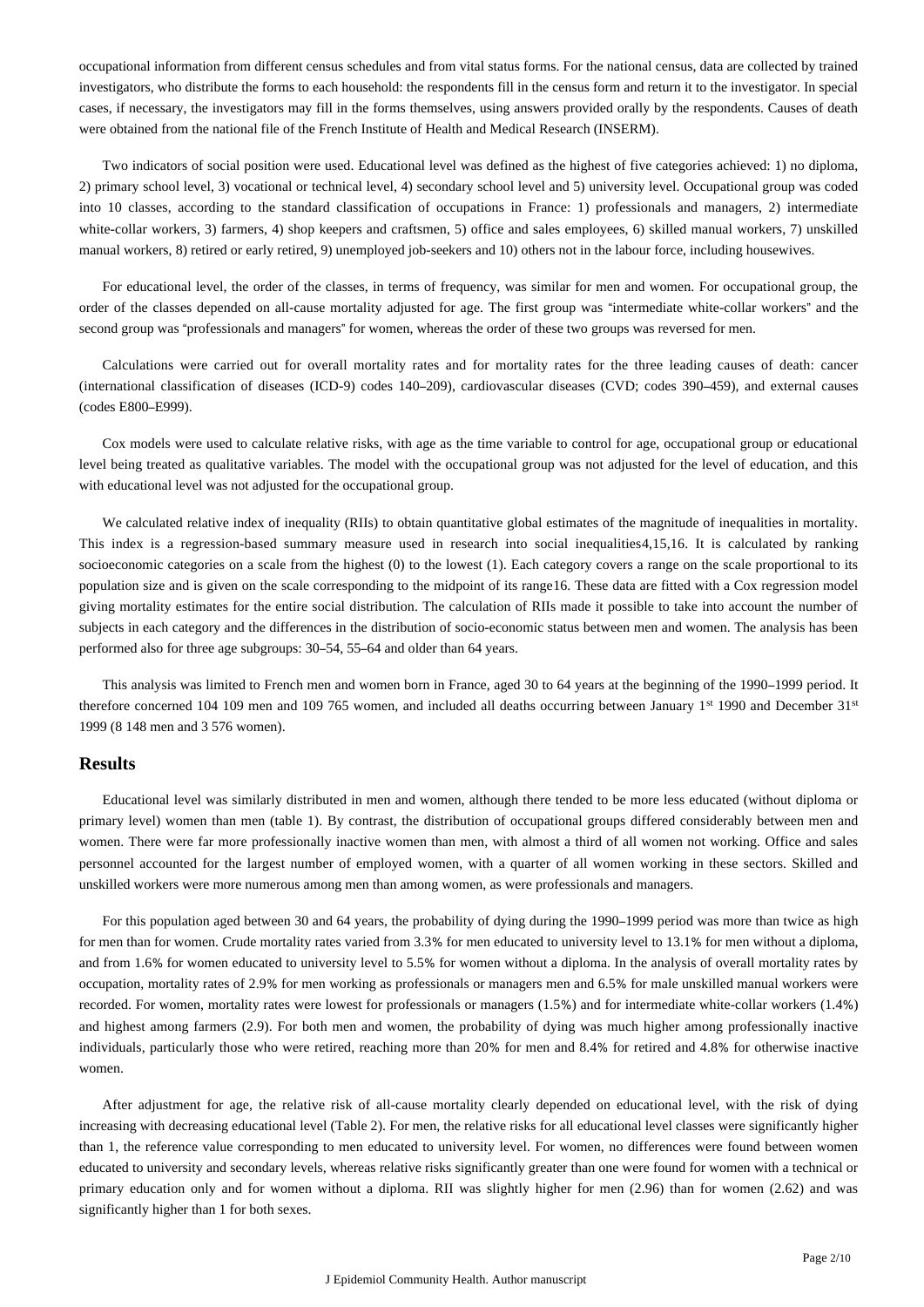occupational information from different census schedules and from vital status forms. For the national census, data are collected by trained investigators, who distribute the forms to each household: the respondents fill in the census form and return it to the investigator. In special cases, if necessary, the investigators may fill in the forms themselves, using answers provided orally by the respondents. Causes of death were obtained from the national file of the French Institute of Health and Medical Research (INSERM).

Two indicators of social position were used. Educational level was defined as the highest of five categories achieved: 1) no diploma, 2) primary school level, 3) vocational or technical level, 4) secondary school level and 5) university level. Occupational group was coded into 10 classes, according to the standard classification of occupations in France: 1) professionals and managers, 2) intermediate white-collar workers, 3) farmers, 4) shop keepers and craftsmen, 5) office and sales employees, 6) skilled manual workers, 7) unskilled manual workers, 8) retired or early retired, 9) unemployed job-seekers and 10) others not in the labour force, including housewives.

For educational level, the order of the classes, in terms of frequency, was similar for men and women. For occupational group, the order of the classes depended on all-cause mortality adjusted for age. The first group was "intermediate white-collar workers" and the second group was "professionals and managers" for women, whereas the order of these two groups was reversed for men.

Calculations were carried out for overall mortality rates and for mortality rates for the three leading causes of death: cancer (international classification of diseases (ICD-9) codes 140–209), cardiovascular diseases (CVD; codes 390–459), and external causes (codes E800–E999).

Cox models were used to calculate relative risks, with age as the time variable to control for age, occupational group or educational level being treated as qualitative variables. The model with the occupational group was not adjusted for the level of education, and this with educational level was not adjusted for the occupational group.

We calculated relative index of inequality (RIIs) to obtain quantitative global estimates of the magnitude of inequalities in mortality. This index is a regression-based summary measure used in research into social inequalities[4,15,16]. It is calculated by ranking socioeconomic categories on a scale from the highest (0) to the lowest (1). Each category covers a range on the scale proportional to its population size and is given on the scale corresponding to the midpoint of its range[16]. These data are fitted with a Cox regression model giving mortality estimates for the entire social distribution. The calculation of RIIs made it possible to take into account the number of subjects in each category and the differences in the distribution of socio-economic status between men and women. The analysis has been performed also for three age subgroups: 30–54, 55–64 and older than 64 years.

This analysis was limited to French men and women born in France, aged 30 to 64 years at the beginning of the 1990–1999 period. It therefore concerned 104 109 men and 109 765 women, and included all deaths occurring between January 1st 1990 and December 31st 1999 (8 148 men and 3 576 women).

## Results

Educational level was similarly distributed in men and women, although there tended to be more less educated (without diploma or primary level) women than men (table 1). By contrast, the distribution of occupational groups differed considerably between men and women. There were far more professionally inactive women than men, with almost a third of all women not working. Office and sales personnel accounted for the largest number of employed women, with a quarter of all women working in these sectors. Skilled and unskilled workers were more numerous among men than among women, as were professionals and managers.

For this population aged between 30 and 64 years, the probability of dying during the 1990–1999 period was more than twice as high for men than for women. Crude mortality rates varied from 3.3% for men educated to university level to 13.1% for men without a diploma, and from 1.6% for women educated to university level to 5.5% for women without a diploma. In the analysis of overall mortality rates by occupation, mortality rates of 2.9% for men working as professionals or managers men and 6.5% for male unskilled manual workers were recorded. For women, mortality rates were lowest for professionals or managers (1.5%) and for intermediate white-collar workers (1.4%) and highest among farmers (2.9). For both men and women, the probability of dying was much higher among professionally inactive individuals, particularly those who were retired, reaching more than 20% for men and 8.4% for retired and 4.8% for otherwise inactive women.

After adjustment for age, the relative risk of all-cause mortality clearly depended on educational level, with the risk of dying increasing with decreasing educational level (Table 2). For men, the relative risks for all educational level classes were significantly higher than 1, the reference value corresponding to men educated to university level. For women, no differences were found between women educated to university and secondary levels, whereas relative risks significantly greater than one were found for women with a technical or primary education only and for women without a diploma. RII was slightly higher for men (2.96) than for women (2.62) and was significantly higher than 1 for both sexes.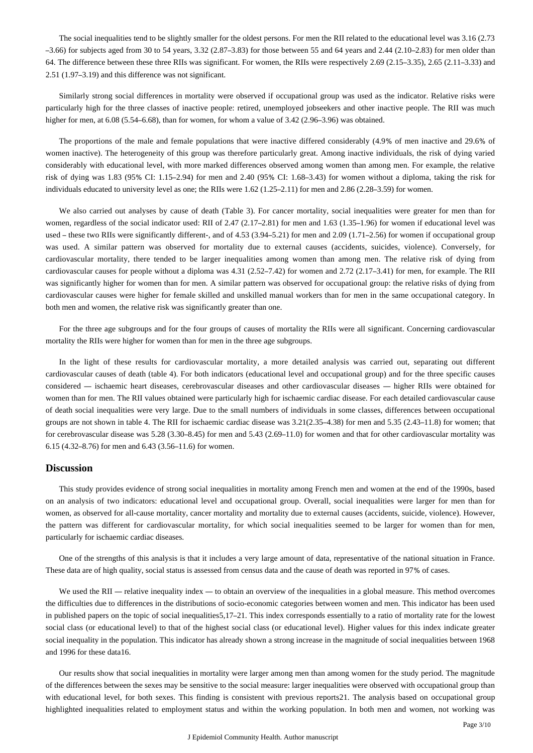The social inequalities tend to be slightly smaller for the oldest persons. For men the RII related to the educational level was 3.16 (2.73 –3.66) for subjects aged from 30 to 54 years, 3.32 (2.87–3.83) for those between 55 and 64 years and 2.44 (2.10–2.83) for men older than 64. The difference between these three RIIs was significant. For women, the RIIs were respectively 2.69 (2.15–3.35), 2.65 (2.11–3.33) and 2.51 (1.97–3.19) and this difference was not significant.

Similarly strong social differences in mortality were observed if occupational group was used as the indicator. Relative risks were particularly high for the three classes of inactive people: retired, unemployed jobseekers and other inactive people. The RII was much higher for men, at 6.08 (5.54–6.68), than for women, for whom a value of 3.42 (2.96–3.96) was obtained.

The proportions of the male and female populations that were inactive differed considerably (4.9% of men inactive and 29.6% of women inactive). The heterogeneity of this group was therefore particularly great. Among inactive individuals, the risk of dying varied considerably with educational level, with more marked differences observed among women than among men. For example, the relative risk of dying was 1.83 (95% CI: 1.15–2.94) for men and 2.40 (95% CI: 1.68–3.43) for women without a diploma, taking the risk for individuals educated to university level as one; the RIIs were 1.62 (1.25–2.11) for men and 2.86 (2.28–3.59) for women.

We also carried out analyses by cause of death (Table 3). For cancer mortality, social inequalities were greater for men than for women, regardless of the social indicator used: RII of 2.47 (2.17–2.81) for men and 1.63 (1.35–1.96) for women if educational level was used – these two RIIs were significantly different-, and of 4.53 (3.94–5.21) for men and 2.09 (1.71–2.56) for women if occupational group was used. A similar pattern was observed for mortality due to external causes (accidents, suicides, violence). Conversely, for cardiovascular mortality, there tended to be larger inequalities among women than among men. The relative risk of dying from cardiovascular causes for people without a diploma was 4.31 (2.52–7.42) for women and 2.72 (2.17–3.41) for men, for example. The RII was significantly higher for women than for men. A similar pattern was observed for occupational group: the relative risks of dying from cardiovascular causes were higher for female skilled and unskilled manual workers than for men in the same occupational category. In both men and women, the relative risk was significantly greater than one.

For the three age subgroups and for the four groups of causes of mortality the RIIs were all significant. Concerning cardiovascular mortality the RIIs were higher for women than for men in the three age subgroups.

In the light of these results for cardiovascular mortality, a more detailed analysis was carried out, separating out different cardiovascular causes of death (table 4). For both indicators (educational level and occupational group) and for the three specific causes considered — ischaemic heart diseases, cerebrovascular diseases and other cardiovascular diseases — higher RIIs were obtained for women than for men. The RII values obtained were particularly high for ischaemic cardiac disease. For each detailed cardiovascular cause of death social inequalities were very large. Due to the small numbers of individuals in some classes, differences between occupational groups are not shown in table 4. The RII for ischaemic cardiac disease was 3.21(2.35–4.38) for men and 5.35 (2.43–11.8) for women; that for cerebrovascular disease was 5.28 (3.30–8.45) for men and 5.43 (2.69–11.0) for women and that for other cardiovascular mortality was 6.15 (4.32–8.76) for men and 6.43 (3.56–11.6) for women.

## Discussion

This study provides evidence of strong social inequalities in mortality among French men and women at the end of the 1990s, based on an analysis of two indicators: educational level and occupational group. Overall, social inequalities were larger for men than for women, as observed for all-cause mortality, cancer mortality and mortality due to external causes (accidents, suicide, violence). However, the pattern was different for cardiovascular mortality, for which social inequalities seemed to be larger for women than for men, particularly for ischaemic cardiac diseases.

One of the strengths of this analysis is that it includes a very large amount of data, representative of the national situation in France. These data are of high quality, social status is assessed from census data and the cause of death was reported in 97% of cases.

We used the RII — relative inequality index — to obtain an overview of the inequalities in a global measure. This method overcomes the difficulties due to differences in the distributions of socio-economic categories between women and men. This indicator has been used in published papers on the topic of social inequalities[5,17–21]. This index corresponds essentially to a ratio of mortality rate for the lowest social class (or educational level) to that of the highest social class (or educational level). Higher values for this index indicate greater social inequality in the population. This indicator has already shown a strong increase in the magnitude of social inequalities between 1968 and 1996 for these data[16].

Our results show that social inequalities in mortality were larger among men than among women for the study period. The magnitude of the differences between the sexes may be sensitive to the social measure: larger inequalities were observed with occupational group than with educational level, for both sexes. This finding is consistent with previous reports[21]. The analysis based on occupational group highlighted inequalities related to employment status and within the working population. In both men and women, not working was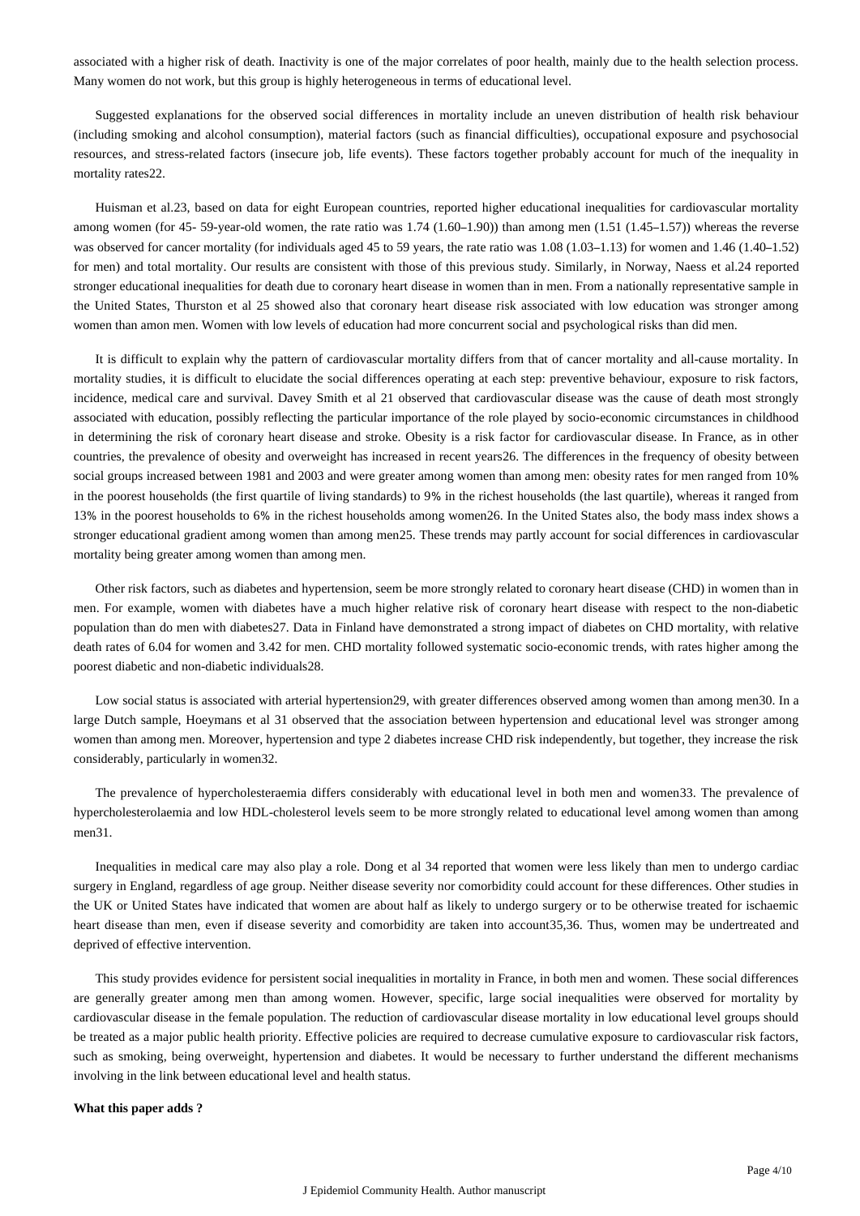associated with a higher risk of death. Inactivity is one of the major correlates of poor health, mainly due to the health selection process. Many women do not work, but this group is highly heterogeneous in terms of educational level.

Suggested explanations for the observed social differences in mortality include an uneven distribution of health risk behaviour (including smoking and alcohol consumption), material factors (such as financial difficulties), occupational exposure and psychosocial resources, and stress-related factors (insecure job, life events). These factors together probably account for much of the inequality in mortality rates[22].

Huisman et al.[23], based on data for eight European countries, reported higher educational inequalities for cardiovascular mortality among women (for 45- 59-year-old women, the rate ratio was 1.74 (1.60–1.90)) than among men (1.51 (1.45–1.57)) whereas the reverse was observed for cancer mortality (for individuals aged 45 to 59 years, the rate ratio was 1.08 (1.03–1.13) for women and 1.46 (1.40–1.52) for men) and total mortality. Our results are consistent with those of this previous study. Similarly, in Norway, Naess et al.[24] reported stronger educational inequalities for death due to coronary heart disease in women than in men. From a nationally representative sample in the United States, Thurston et al [25] showed also that coronary heart disease risk associated with low education was stronger among women than amon men. Women with low levels of education had more concurrent social and psychological risks than did men.

It is difficult to explain why the pattern of cardiovascular mortality differs from that of cancer mortality and all-cause mortality. In mortality studies, it is difficult to elucidate the social differences operating at each step: preventive behaviour, exposure to risk factors, incidence, medical care and survival. Davey Smith et al [21] observed that cardiovascular disease was the cause of death most strongly associated with education, possibly reflecting the particular importance of the role played by socio-economic circumstances in childhood in determining the risk of coronary heart disease and stroke. Obesity is a risk factor for cardiovascular disease. In France, as in other countries, the prevalence of obesity and overweight has increased in recent years[26]. The differences in the frequency of obesity between social groups increased between 1981 and 2003 and were greater among women than among men: obesity rates for men ranged from 10% in the poorest households (the first quartile of living standards) to 9% in the richest households (the last quartile), whereas it ranged from 13% in the poorest households to 6% in the richest households among women[26]. In the United States also, the body mass index shows a stronger educational gradient among women than among men[25]. These trends may partly account for social differences in cardiovascular mortality being greater among women than among men.

Other risk factors, such as diabetes and hypertension, seem be more strongly related to coronary heart disease (CHD) in women than in men. For example, women with diabetes have a much higher relative risk of coronary heart disease with respect to the non-diabetic population than do men with diabetes[27]. Data in Finland have demonstrated a strong impact of diabetes on CHD mortality, with relative death rates of 6.04 for women and 3.42 for men. CHD mortality followed systematic socio-economic trends, with rates higher among the poorest diabetic and non-diabetic individuals[28].

Low social status is associated with arterial hypertension[29], with greater differences observed among women than among men[30]. In a large Dutch sample, Hoeymans et al [31] observed that the association between hypertension and educational level was stronger among women than among men. Moreover, hypertension and type 2 diabetes increase CHD risk independently, but together, they increase the risk considerably, particularly in women[32].

The prevalence of hypercholesteraemia differs considerably with educational level in both men and women[33]. The prevalence of hypercholesterolaemia and low HDL-cholesterol levels seem to be more strongly related to educational level among women than among men[31].

Inequalities in medical care may also play a role. Dong et al [34] reported that women were less likely than men to undergo cardiac surgery in England, regardless of age group. Neither disease severity nor comorbidity could account for these differences. Other studies in the UK or United States have indicated that women are about half as likely to undergo surgery or to be otherwise treated for ischaemic heart disease than men, even if disease severity and comorbidity are taken into account[35,36]. Thus, women may be undertreated and deprived of effective intervention.

This study provides evidence for persistent social inequalities in mortality in France, in both men and women. These social differences are generally greater among men than among women. However, specific, large social inequalities were observed for mortality by cardiovascular disease in the female population. The reduction of cardiovascular disease mortality in low educational level groups should be treated as a major public health priority. Effective policies are required to decrease cumulative exposure to cardiovascular risk factors, such as smoking, being overweight, hypertension and diabetes. It would be necessary to further understand the different mechanisms involving in the link between educational level and health status.

**What this paper adds ?**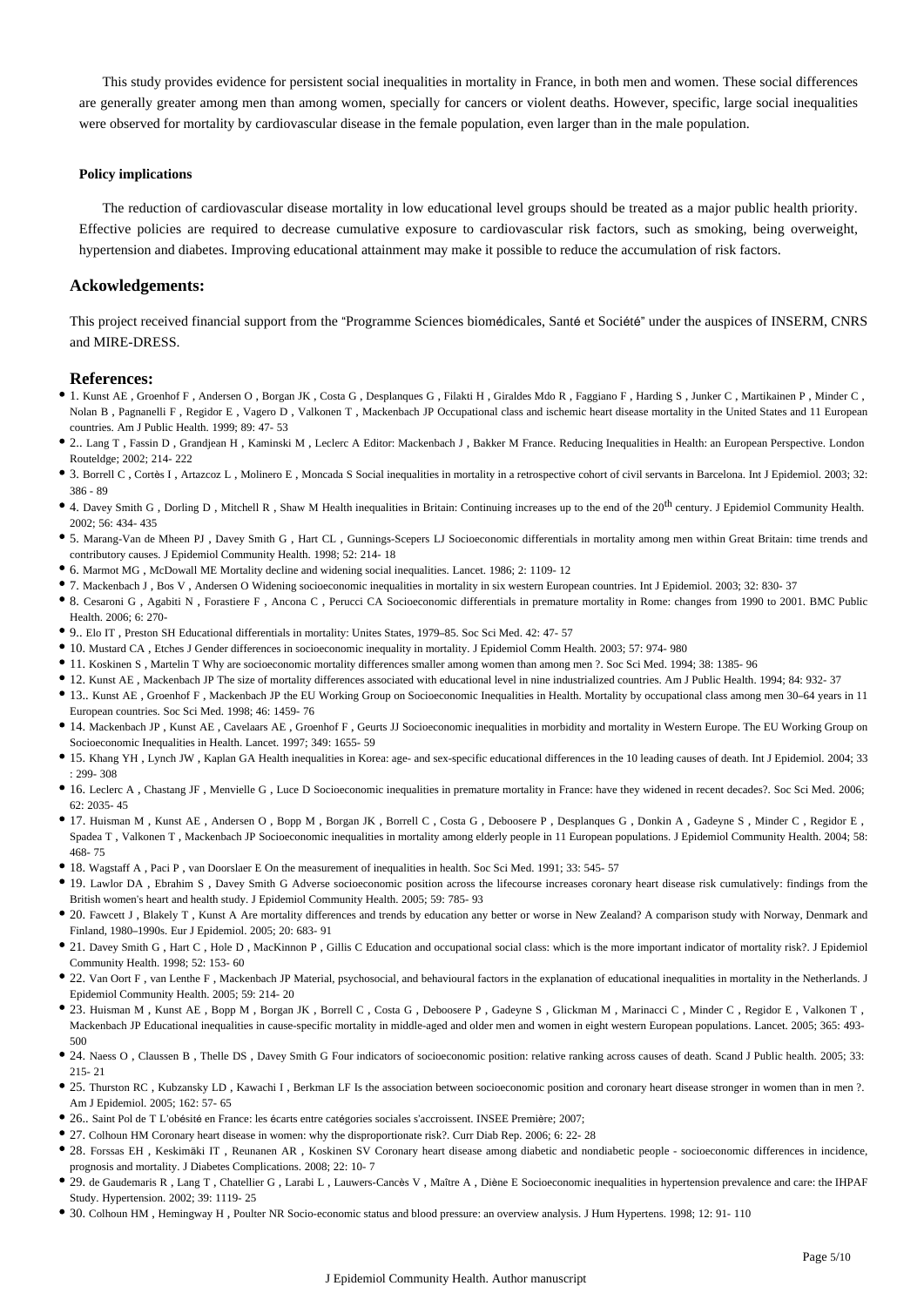This study provides evidence for persistent social inequalities in mortality in France, in both men and women. These social differences are generally greater among men than among women, specially for cancers or violent deaths. However, specific, large social inequalities were observed for mortality by cardiovascular disease in the female population, even larger than in the male population.

#### Policy implications

The reduction of cardiovascular disease mortality in low educational level groups should be treated as a major public health priority. Effective policies are required to decrease cumulative exposure to cardiovascular risk factors, such as smoking, being overweight, hypertension and diabetes. Improving educational attainment may make it possible to reduce the accumulation of risk factors.

### Ackowledgements:

This project received financial support from the "Programme Sciences biomédicales, Santé et Société" under the auspices of INSERM, CNRS and MIRE-DRESS.

### References:

- 1. Kunst AE , Groenhof F , Andersen O , Borgan JK , Costa G , Desplanques G , Filakti H , Giraldes Mdo R , Faggiano F , Harding S , Junker C , Martikainen P , Minder C , Nolan B , Pagnanelli F , Regidor E , Vagero D , Valkonen T , Mackenbach JP Occupational class and ischemic heart disease mortality in the United States and 11 European countries. Am J Public Health. 1999; 89: 47- 53
- 2.. Lang T , Fassin D , Grandjean H , Kaminski M , Leclerc A Editor: Mackenbach J , Bakker M France. Reducing Inequalities in Health: an European Perspective. London Routeldge; 2002; 214- 222
- 3. Borrell C , Cortès I , Artazcoz L , Molinero E , Moncada S Social inequalities in mortality in a retrospective cohort of civil servants in Barcelona. Int J Epidemiol. 2003; 32: 386 - 89
- 4. Davey Smith G , Dorling D , Mitchell R , Shaw M Health inequalities in Britain: Continuing increases up to the end of the 20th century. J Epidemiol Community Health. 2002; 56: 434- 435
- 5. Marang-Van de Mheen PJ , Davey Smith G , Hart CL , Gunnings-Scepers LJ Socioeconomic differentials in mortality among men within Great Britain: time trends and contributory causes. J Epidemiol Community Health. 1998; 52: 214- 18
- 6. Marmot MG , McDowall ME Mortality decline and widening social inequalities. Lancet. 1986; 2: 1109- 12
- 7. Mackenbach J , Bos V , Andersen O Widening socioeconomic inequalities in mortality in six western European countries. Int J Epidemiol. 2003; 32: 830- 37
- 8. Cesaroni G , Agabiti N , Forastiere F , Ancona C , Perucci CA Socioeconomic differentials in premature mortality in Rome: changes from 1990 to 2001. BMC Public Health. 2006; 6: 270-
- 9.. Elo IT , Preston SH Educational differentials in mortality: Unites States, 1979–85. Soc Sci Med. 42: 47- 57
- 10. Mustard CA , Etches J Gender differences in socioeconomic inequality in mortality. J Epidemiol Comm Health. 2003; 57: 974- 980
- 11. Koskinen S , Martelin T Why are socioeconomic mortality differences smaller among women than among men ?. Soc Sci Med. 1994; 38: 1385- 96
- 12. Kunst AE , Mackenbach JP The size of mortality differences associated with educational level in nine industrialized countries. Am J Public Health. 1994; 84: 932- 37
- 13.. Kunst AE , Groenhof F , Mackenbach JP the EU Working Group on Socioeconomic Inequalities in Health. Mortality by occupational class among men 30–64 years in 11 European countries. Soc Sci Med. 1998; 46: 1459- 76
- 14. Mackenbach JP , Kunst AE , Cavelaars AE , Groenhof F , Geurts JJ Socioeconomic inequalities in morbidity and mortality in Western Europe. The EU Working Group on Socioeconomic Inequalities in Health. Lancet. 1997; 349: 1655- 59
- 15. Khang YH , Lynch JW , Kaplan GA Health inequalities in Korea: age- and sex-specific educational differences in the 10 leading causes of death. Int J Epidemiol. 2004; 33 : 299- 308
- 16. Leclerc A , Chastang JF , Menvielle G , Luce D Socioeconomic inequalities in premature mortality in France: have they widened in recent decades?. Soc Sci Med. 2006; 62: 2035- 45
- 17. Huisman M , Kunst AE , Andersen O , Bopp M , Borgan JK , Borrell C , Costa G , Deboosere P , Desplanques G , Donkin A , Gadeyne S , Minder C , Regidor E , Spadea T , Valkonen T , Mackenbach JP Socioeconomic inequalities in mortality among elderly people in 11 European populations. J Epidemiol Community Health. 2004; 58: 468- 75
- 18. Wagstaff A , Paci P , van Doorslaer E On the measurement of inequalities in health. Soc Sci Med. 1991; 33: 545- 57
- 19. Lawlor DA , Ebrahim S , Davey Smith G Adverse socioeconomic position across the lifecourse increases coronary heart disease risk cumulatively: findings from the British women's heart and health study. J Epidemiol Community Health. 2005; 59: 785- 93
- 20. Fawcett J , Blakely T , Kunst A Are mortality differences and trends by education any better or worse in New Zealand? A comparison study with Norway, Denmark and Finland, 1980–1990s. Eur J Epidemiol. 2005; 20: 683- 91
- 21. Davey Smith G , Hart C , Hole D , MacKinnon P , Gillis C Education and occupational social class: which is the more important indicator of mortality risk?. J Epidemiol Community Health. 1998; 52: 153- 60
- 22. Van Oort F , van Lenthe F , Mackenbach JP Material, psychosocial, and behavioural factors in the explanation of educational inequalities in mortality in the Netherlands. J Epidemiol Community Health. 2005; 59: 214- 20
- 23. Huisman M , Kunst AE , Bopp M , Borgan JK , Borrell C , Costa G , Deboosere P , Gadeyne S , Glickman M , Marinacci C , Minder C , Regidor E , Valkonen T , Mackenbach JP Educational inequalities in cause-specific mortality in middle-aged and older men and women in eight western European populations. Lancet. 2005; 365: 493-500
- 24. Naess O , Claussen B , Thelle DS , Davey Smith G Four indicators of socioeconomic position: relative ranking across causes of death. Scand J Public health. 2005; 33: 215- 21
- 25. Thurston RC , Kubzansky LD , Kawachi I , Berkman LF Is the association between socioeconomic position and coronary heart disease stronger in women than in men ?. Am J Epidemiol. 2005; 162: 57- 65
- 26.. Saint Pol de T L'obésité en France: les écarts entre catégories sociales s'accroissent. INSEE Première; 2007;
- 27. Colhoun HM Coronary heart disease in women: why the disproportionate risk?. Curr Diab Rep. 2006; 6: 22- 28
- 28. Forssas EH , Keskimäki IT , Reunanen AR , Koskinen SV Coronary heart disease among diabetic and nondiabetic people - socioeconomic differences in incidence, prognosis and mortality. J Diabetes Complications. 2008; 22: 10- 7
- 29. de Gaudemaris R , Lang T , Chatellier G , Larabi L , Lauwers-Cancès V , Maître A , Diène E Socioeconomic inequalities in hypertension prevalence and care: the IHPAF Study. Hypertension. 2002; 39: 1119- 25
- 30. Colhoun HM , Hemingway H , Poulter NR Socio-economic status and blood pressure: an overview analysis. J Hum Hypertens. 1998; 12: 91- 110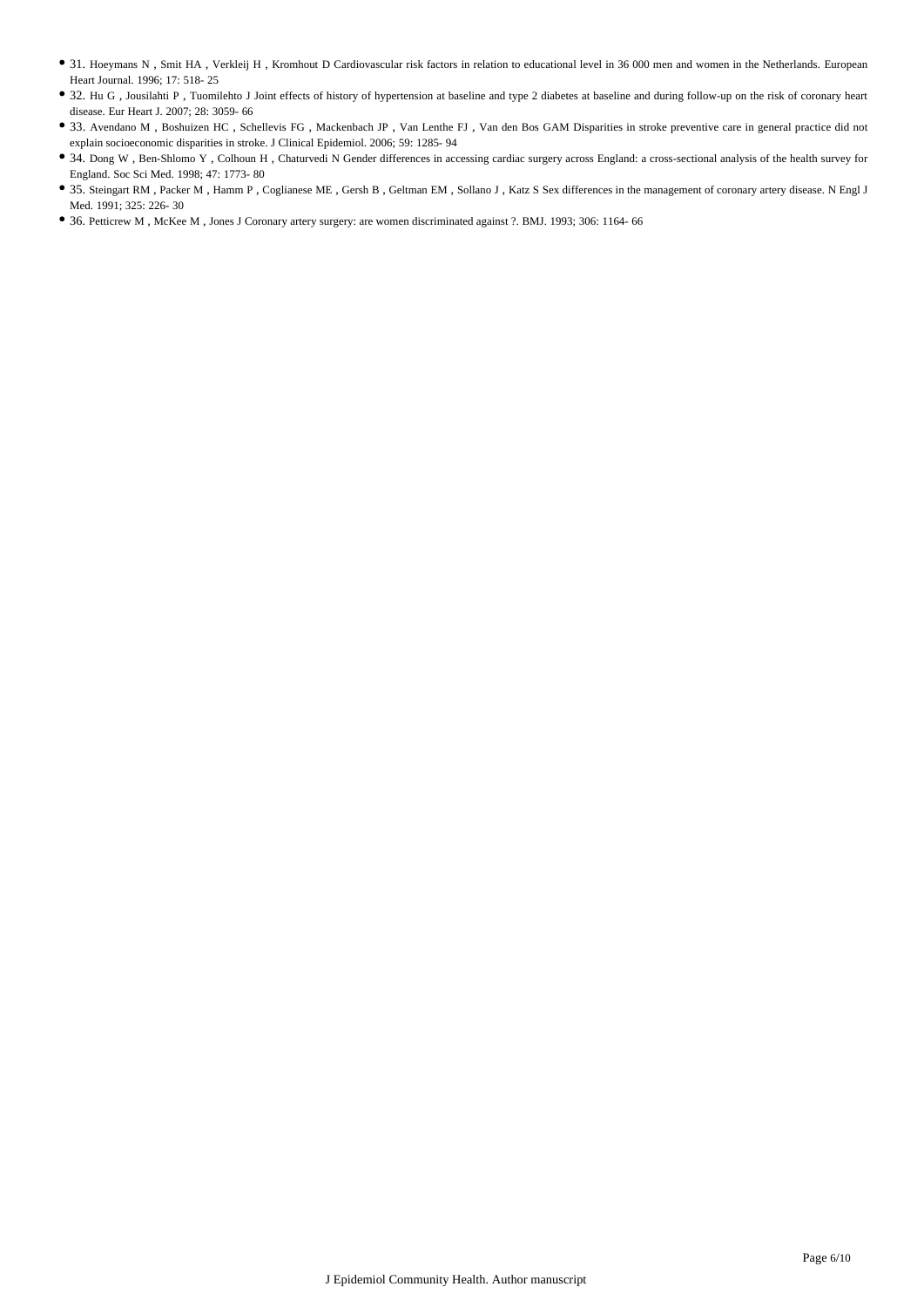- 31. Hoeymans N , Smit HA , Verkleij H , Kromhout D Cardiovascular risk factors in relation to educational level in 36 000 men and women in the Netherlands. European Heart Journal. 1996; 17: 518- 25
- 32. Hu G , Jousilahti P , Tuomilehto J Joint effects of history of hypertension at baseline and type 2 diabetes at baseline and during follow-up on the risk of coronary heart disease. Eur Heart J. 2007; 28: 3059- 66
- 33. Avendano M , Boshuizen HC , Schellevis FG , Mackenbach JP , Van Lenthe FJ , Van den Bos GAM Disparities in stroke preventive care in general practice did not explain socioeconomic disparities in stroke. J Clinical Epidemiol. 2006; 59: 1285- 94
- 34. Dong W , Ben-Shlomo Y , Colhoun H , Chaturvedi N Gender differences in accessing cardiac surgery across England: a cross-sectional analysis of the health survey for England. Soc Sci Med. 1998; 47: 1773- 80
- 35. Steingart RM , Packer M , Hamm P , Coglianese ME , Gersh B , Geltman EM , Sollano J , Katz S Sex differences in the management of coronary artery disease. N Engl J Med. 1991; 325: 226- 30
- 36. Petticrew M , McKee M , Jones J Coronary artery surgery: are women discriminated against ?. BMJ. 1993; 306: 1164- 66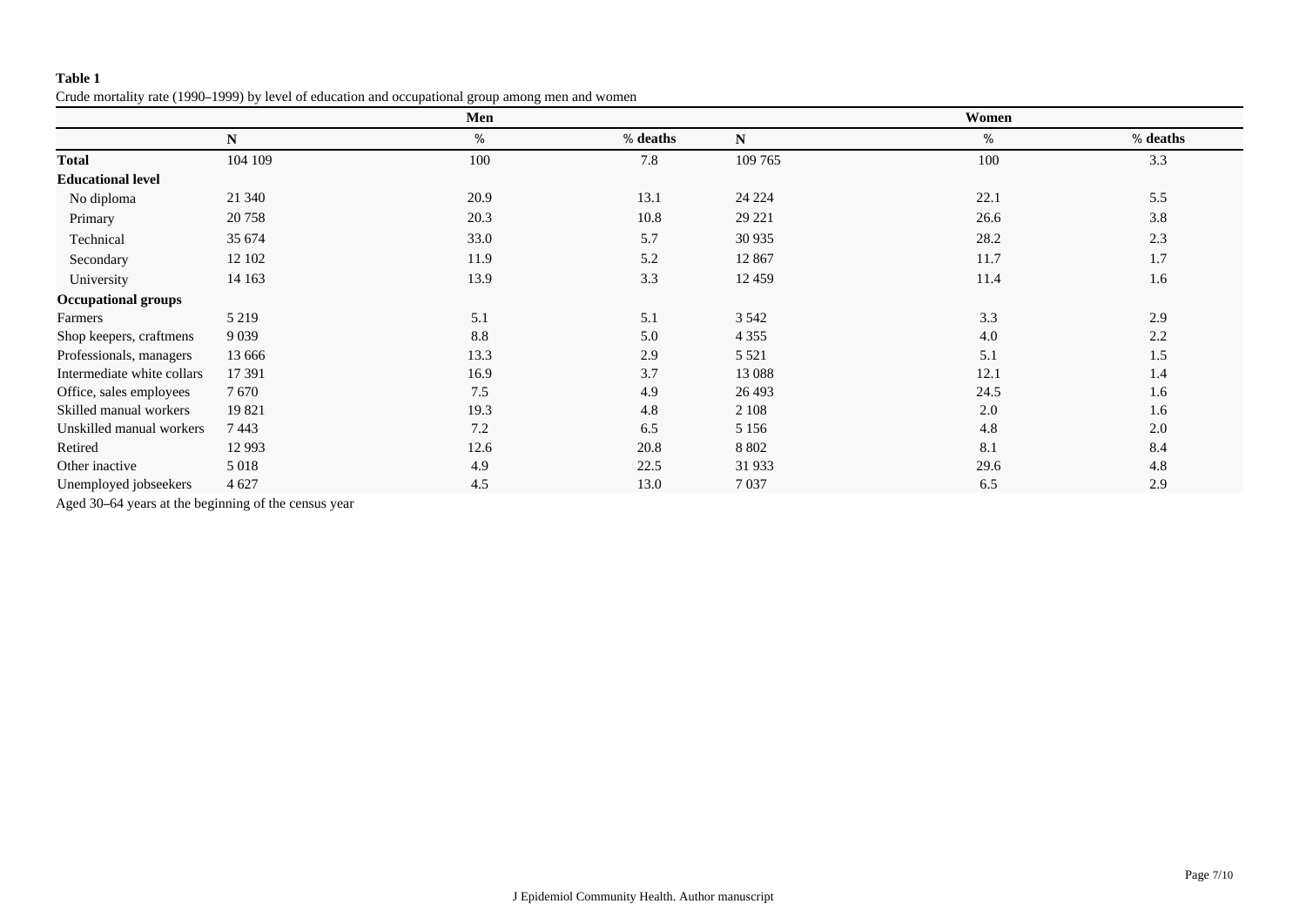**Table 1**

Crude mortality rate (1990–1999) by level of education and occupational group among men and women

| | Men | | | Women | | |
|---|---|---|---|---|---|---|
| | **N** | % | % deaths | **N** | % | % deaths |
| **Total** | 104 109 | 100 | 7.8 | 109 765 | 100 | 3.3 |
| **Educational level** | | | | | | |
| No diploma | 21 340 | 20.9 | 13.1 | 24 224 | 22.1 | 5.5 |
| Primary | 20 758 | 20.3 | 10.8 | 29 221 | 26.6 | 3.8 |
| Technical | 35 674 | 33.0 | 5.7 | 30 935 | 28.2 | 2.3 |
| Secondary | 12 102 | 11.9 | 5.2 | 12 867 | 11.7 | 1.7 |
| University | 14 163 | 13.9 | 3.3 | 12 459 | 11.4 | 1.6 |
| **Occupational groups** | | | | | | |
| Farmers | 5 219 | 5.1 | 5.1 | 3 542 | 3.3 | 2.9 |
| Shop keepers, craftmens | 9 039 | 8.8 | 5.0 | 4 355 | 4.0 | 2.2 |
| Professionals, managers | 13 666 | 13.3 | 2.9 | 5 521 | 5.1 | 1.5 |
| Intermediate white collars | 17 391 | 16.9 | 3.7 | 13 088 | 12.1 | 1.4 |
| Office, sales employees | 7 670 | 7.5 | 4.9 | 26 493 | 24.5 | 1.6 |
| Skilled manual workers | 19 821 | 19.3 | 4.8 | 2 108 | 2.0 | 1.6 |
| Unskilled manual workers | 7 443 | 7.2 | 6.5 | 5 156 | 4.8 | 2.0 |
| Retired | 12 993 | 12.6 | 20.8 | 8 802 | 8.1 | 8.4 |
| Other inactive | 5 018 | 4.9 | 22.5 | 31 933 | 29.6 | 4.8 |
| Unemployed jobseekers | 4 627 | 4.5 | 13.0 | 7 037 | 6.5 | 2.9 |

Aged 30–64 years at the beginning of the census year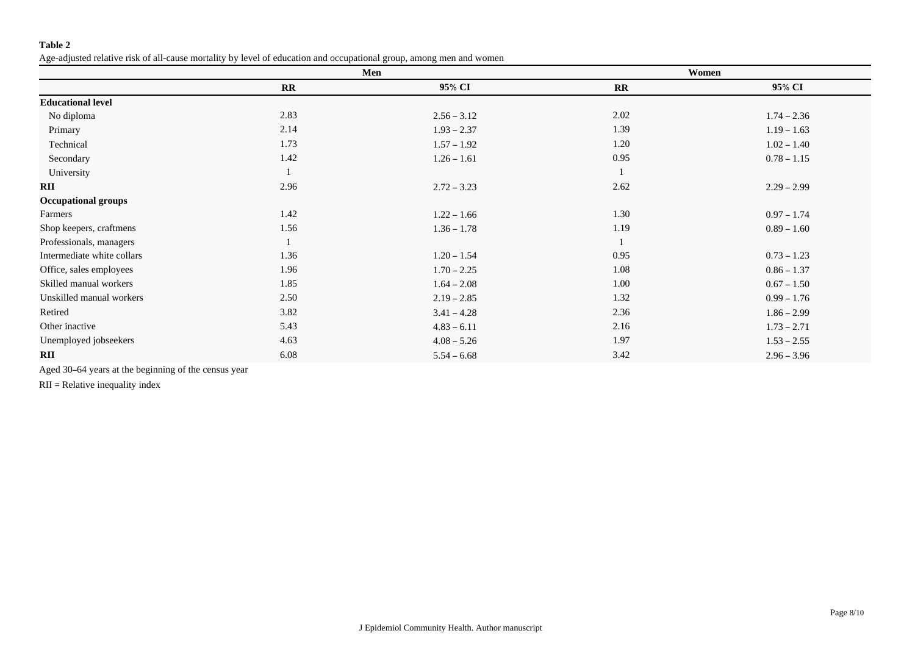**Table 2**

Age-adjusted relative risk of all-cause mortality by level of education and occupational group, among men and women

| | Men | | Women | |
|---|---|---|---|---|
| | **RR** | **95% CI** | **RR** | **95% CI** |
| **Educational level** | | | | |
| No diploma | 2.83 | 2.56 – 3.12 | 2.02 | 1.74 – 2.36 |
| Primary | 2.14 | 1.93 – 2.37 | 1.39 | 1.19 – 1.63 |
| Technical | 1.73 | 1.57 – 1.92 | 1.20 | 1.02 – 1.40 |
| Secondary | 1.42 | 1.26 – 1.61 | 0.95 | 0.78 – 1.15 |
| University | 1 | | 1 | |
| **RII** | 2.96 | 2.72 – 3.23 | 2.62 | 2.29 – 2.99 |
| **Occupational groups** | | | | |
| Farmers | 1.42 | 1.22 – 1.66 | 1.30 | 0.97 – 1.74 |
| Shop keepers, craftmens | 1.56 | 1.36 – 1.78 | 1.19 | 0.89 – 1.60 |
| Professionals, managers | 1 | | 1 | |
| Intermediate white collars | 1.36 | 1.20 – 1.54 | 0.95 | 0.73 – 1.23 |
| Office, sales employees | 1.96 | 1.70 – 2.25 | 1.08 | 0.86 – 1.37 |
| Skilled manual workers | 1.85 | 1.64 – 2.08 | 1.00 | 0.67 – 1.50 |
| Unskilled manual workers | 2.50 | 2.19 – 2.85 | 1.32 | 0.99 – 1.76 |
| Retired | 3.82 | 3.41 – 4.28 | 2.36 | 1.86 – 2.99 |
| Other inactive | 5.43 | 4.83 – 6.11 | 2.16 | 1.73 – 2.71 |
| Unemployed jobseekers | 4.63 | 4.08 – 5.26 | 1.97 | 1.53 – 2.55 |
| **RII** | 6.08 | 5.54 – 6.68 | 3.42 | 2.96 – 3.96 |

Aged 30–64 years at the beginning of the census year

RII = Relative inequality index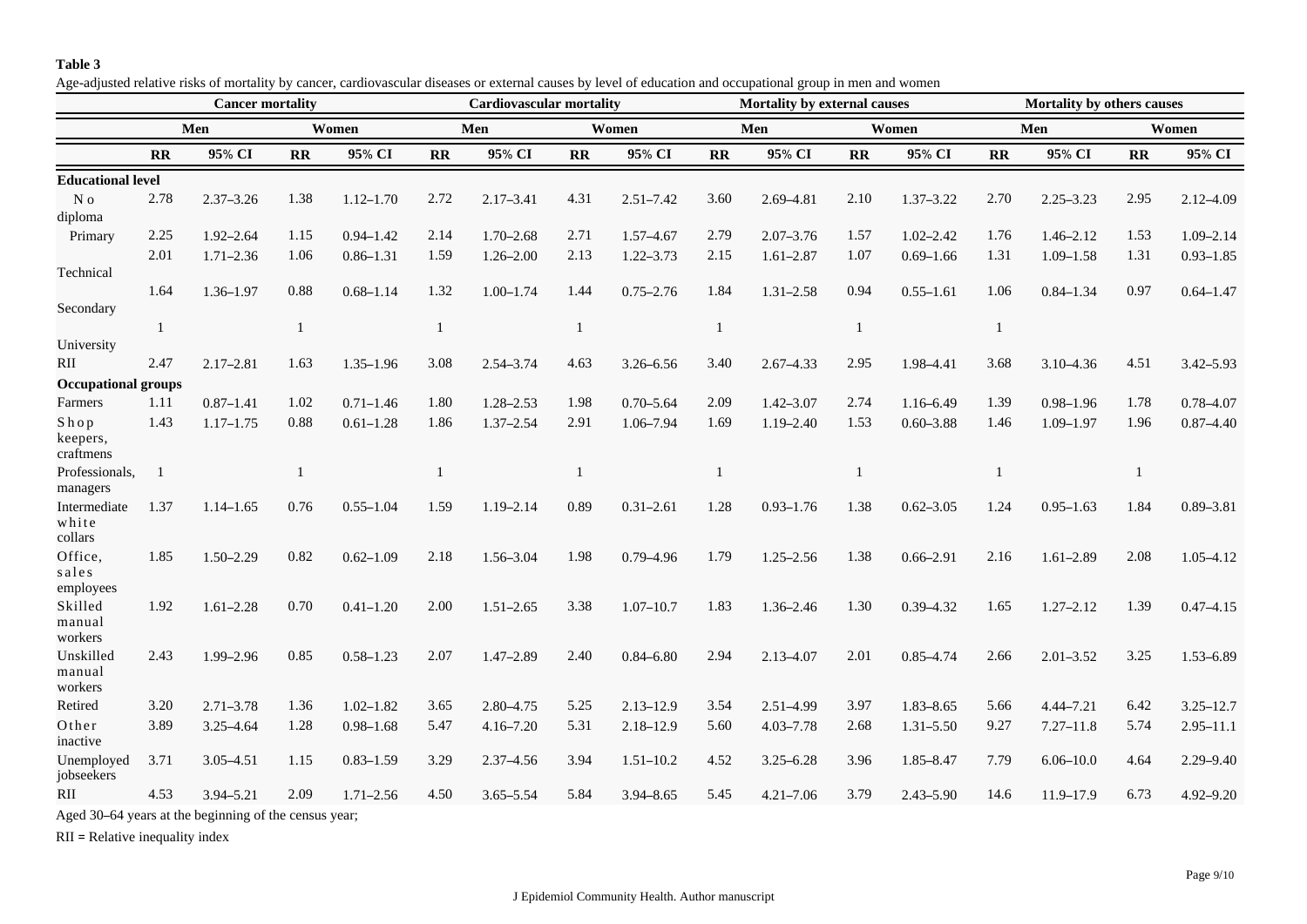**Table 3**

Age-adjusted relative risks of mortality by cancer, cardiovascular diseases or external causes by level of education and occupational group in men and women

| | Cancer mortality | | | | Cardiovascular mortality | | | | Mortality by external causes | | | | Mortality by others causes | | | |
|---|---|---|---|---|---|---|---|---|---|---|---|---|---|---|---|---|
| | Men | | Women | | Men | | Women | | Men | | Women | | Men | | Women | |
| | RR | 95% CI | RR | 95% CI | RR | 95% CI | RR | 95% CI | RR | 95% CI | RR | 95% CI | RR | 95% CI | RR | 95% CI |
| **Educational level** | | | | | | | | | | | | | | | | |
| No diploma | 2.78 | 2.37–3.26 | 1.38 | 1.12–1.70 | 2.72 | 2.17–3.41 | 4.31 | 2.51–7.42 | 3.60 | 2.69–4.81 | 2.10 | 1.37–3.22 | 2.70 | 2.25–3.23 | 2.95 | 2.12–4.09 |
| Primary | 2.25 | 1.92–2.64 | 1.15 | 0.94–1.42 | 2.14 | 1.70–2.68 | 2.71 | 1.57–4.67 | 2.79 | 2.07–3.76 | 1.57 | 1.02–2.42 | 1.76 | 1.46–2.12 | 1.53 | 1.09–2.14 |
| Technical | 2.01 | 1.71–2.36 | 1.06 | 0.86–1.31 | 1.59 | 1.26–2.00 | 2.13 | 1.22–3.73 | 2.15 | 1.61–2.87 | 1.07 | 0.69–1.66 | 1.31 | 1.09–1.58 | 1.31 | 0.93–1.85 |
| Secondary | 1.64 | 1.36–1.97 | 0.88 | 0.68–1.14 | 1.32 | 1.00–1.74 | 1.44 | 0.75–2.76 | 1.84 | 1.31–2.58 | 0.94 | 0.55–1.61 | 1.06 | 0.84–1.34 | 0.97 | 0.64–1.47 |
| University | 1 | | 1 | | 1 | | 1 | | 1 | | 1 | | 1 | | | |
| RII | 2.47 | 2.17–2.81 | 1.63 | 1.35–1.96 | 3.08 | 2.54–3.74 | 4.63 | 3.26–6.56 | 3.40 | 2.67–4.33 | 2.95 | 1.98–4.41 | 3.68 | 3.10–4.36 | 4.51 | 3.42–5.93 |
| **Occupational groups** | | | | | | | | | | | | | | | | |
| Farmers | 1.11 | 0.87–1.41 | 1.02 | 0.71–1.46 | 1.80 | 1.28–2.53 | 1.98 | 0.70–5.64 | 2.09 | 1.42–3.07 | 2.74 | 1.16–6.49 | 1.39 | 0.98–1.96 | 1.78 | 0.78–4.07 |
| Shop keepers, craftmens | 1.43 | 1.17–1.75 | 0.88 | 0.61–1.28 | 1.86 | 1.37–2.54 | 2.91 | 1.06–7.94 | 1.69 | 1.19–2.40 | 1.53 | 0.60–3.88 | 1.46 | 1.09–1.97 | 1.96 | 0.87–4.40 |
| Professionals, managers | 1 | | 1 | | 1 | | 1 | | 1 | | 1 | | 1 | | 1 | |
| Intermediate white collars | 1.37 | 1.14–1.65 | 0.76 | 0.55–1.04 | 1.59 | 1.19–2.14 | 0.89 | 0.31–2.61 | 1.28 | 0.93–1.76 | 1.38 | 0.62–3.05 | 1.24 | 0.95–1.63 | 1.84 | 0.89–3.81 |
| Office, sales employees | 1.85 | 1.50–2.29 | 0.82 | 0.62–1.09 | 2.18 | 1.56–3.04 | 1.98 | 0.79–4.96 | 1.79 | 1.25–2.56 | 1.38 | 0.66–2.91 | 2.16 | 1.61–2.89 | 2.08 | 1.05–4.12 |
| Skilled manual workers | 1.92 | 1.61–2.28 | 0.70 | 0.41–1.20 | 2.00 | 1.51–2.65 | 3.38 | 1.07–10.7 | 1.83 | 1.36–2.46 | 1.30 | 0.39–4.32 | 1.65 | 1.27–2.12 | 1.39 | 0.47–4.15 |
| Unskilled manual workers | 2.43 | 1.99–2.96 | 0.85 | 0.58–1.23 | 2.07 | 1.47–2.89 | 2.40 | 0.84–6.80 | 2.94 | 2.13–4.07 | 2.01 | 0.85–4.74 | 2.66 | 2.01–3.52 | 3.25 | 1.53–6.89 |
| Retired | 3.20 | 2.71–3.78 | 1.36 | 1.02–1.82 | 3.65 | 2.80–4.75 | 5.25 | 2.13–12.9 | 3.54 | 2.51–4.99 | 3.97 | 1.83–8.65 | 5.66 | 4.44–7.21 | 6.42 | 3.25–12.7 |
| Other inactive | 3.89 | 3.25–4.64 | 1.28 | 0.98–1.68 | 5.47 | 4.16–7.20 | 5.31 | 2.18–12.9 | 5.60 | 4.03–7.78 | 2.68 | 1.31–5.50 | 9.27 | 7.27–11.8 | 5.74 | 2.95–11.1 |
| Unemployed jobseekers | 3.71 | 3.05–4.51 | 1.15 | 0.83–1.59 | 3.29 | 2.37–4.56 | 3.94 | 1.51–10.2 | 4.52 | 3.25–6.28 | 3.96 | 1.85–8.47 | 7.79 | 6.06–10.0 | 4.64 | 2.29–9.40 |
| RII | 4.53 | 3.94–5.21 | 2.09 | 1.71–2.56 | 4.50 | 3.65–5.54 | 5.84 | 3.94–8.65 | 5.45 | 4.21–7.06 | 3.79 | 2.43–5.90 | 14.6 | 11.9–17.9 | 6.73 | 4.92–9.20 |

Aged 30–64 years at the beginning of the census year;

RII = Relative inequality index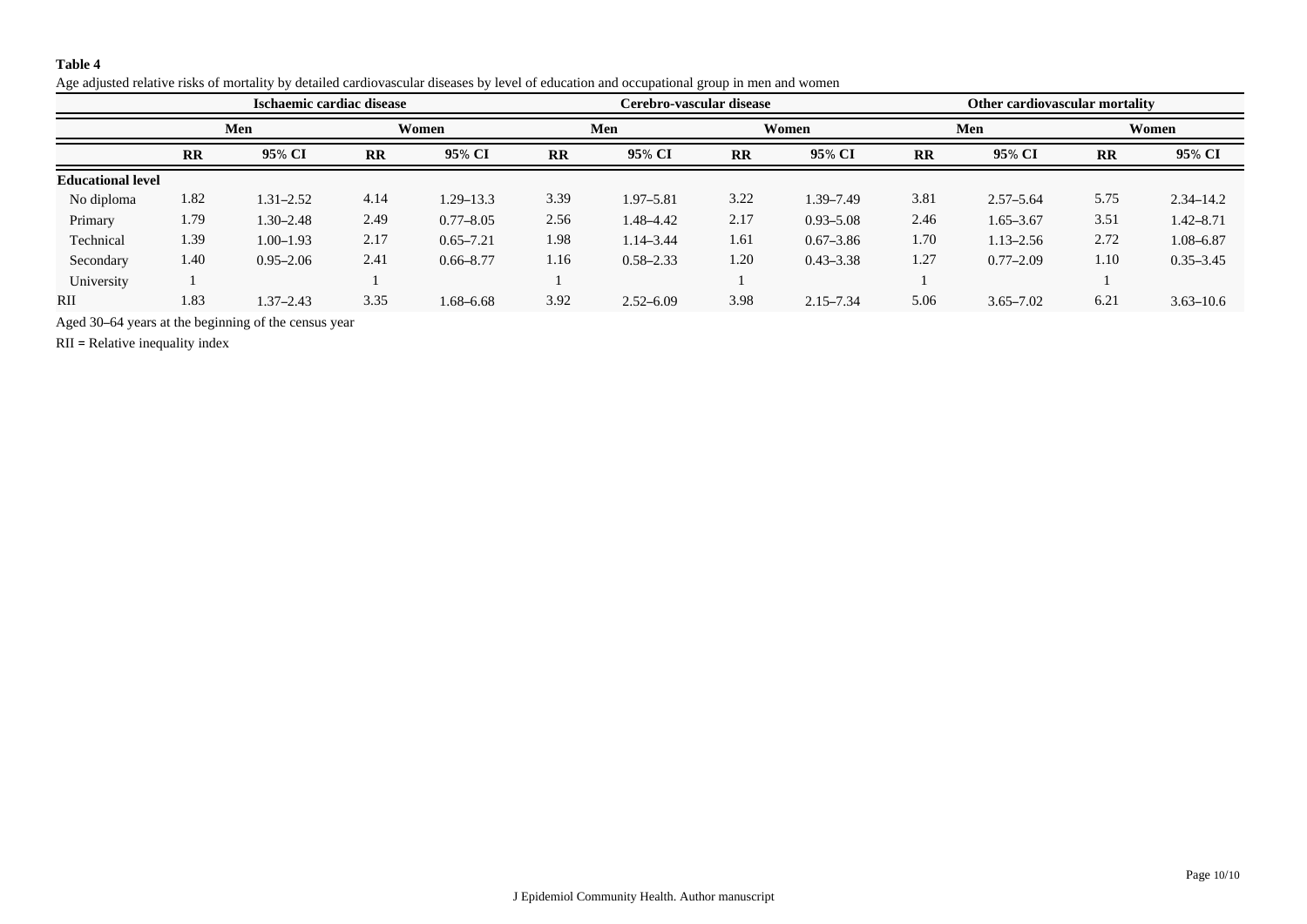**Table 4**

Age adjusted relative risks of mortality by detailed cardiovascular diseases by level of education and occupational group in men and women

| | Ischaemic cardiac disease | | | | Cerebro-vascular disease | | | | Other cardiovascular mortality | | | |
|---|---|---|---|---|---|---|---|---|---|---|---|---|
| | Men | | Women | | Men | | Women | | Men | | Women | |
| | RR | 95% CI | RR | 95% CI | RR | 95% CI | RR | 95% CI | RR | 95% CI | RR | 95% CI |
| **Educational level** | | | | | | | | | | | | |
| No diploma | 1.82 | 1.31–2.52 | 4.14 | 1.29–13.3 | 3.39 | 1.97–5.81 | 3.22 | 1.39–7.49 | 3.81 | 2.57–5.64 | 5.75 | 2.34–14.2 |
| Primary | 1.79 | 1.30–2.48 | 2.49 | 0.77–8.05 | 2.56 | 1.48–4.42 | 2.17 | 0.93–5.08 | 2.46 | 1.65–3.67 | 3.51 | 1.42–8.71 |
| Technical | 1.39 | 1.00–1.93 | 2.17 | 0.65–7.21 | 1.98 | 1.14–3.44 | 1.61 | 0.67–3.86 | 1.70 | 1.13–2.56 | 2.72 | 1.08–6.87 |
| Secondary | 1.40 | 0.95–2.06 | 2.41 | 0.66–8.77 | 1.16 | 0.58–2.33 | 1.20 | 0.43–3.38 | 1.27 | 0.77–2.09 | 1.10 | 0.35–3.45 |
| University | 1 | | 1 | | 1 | | 1 | | 1 | | 1 | |
| RII | 1.83 | 1.37–2.43 | 3.35 | 1.68–6.68 | 3.92 | 2.52–6.09 | 3.98 | 2.15–7.34 | 5.06 | 3.65–7.02 | 6.21 | 3.63–10.6 |

Aged 30–64 years at the beginning of the census year

RII = Relative inequality index